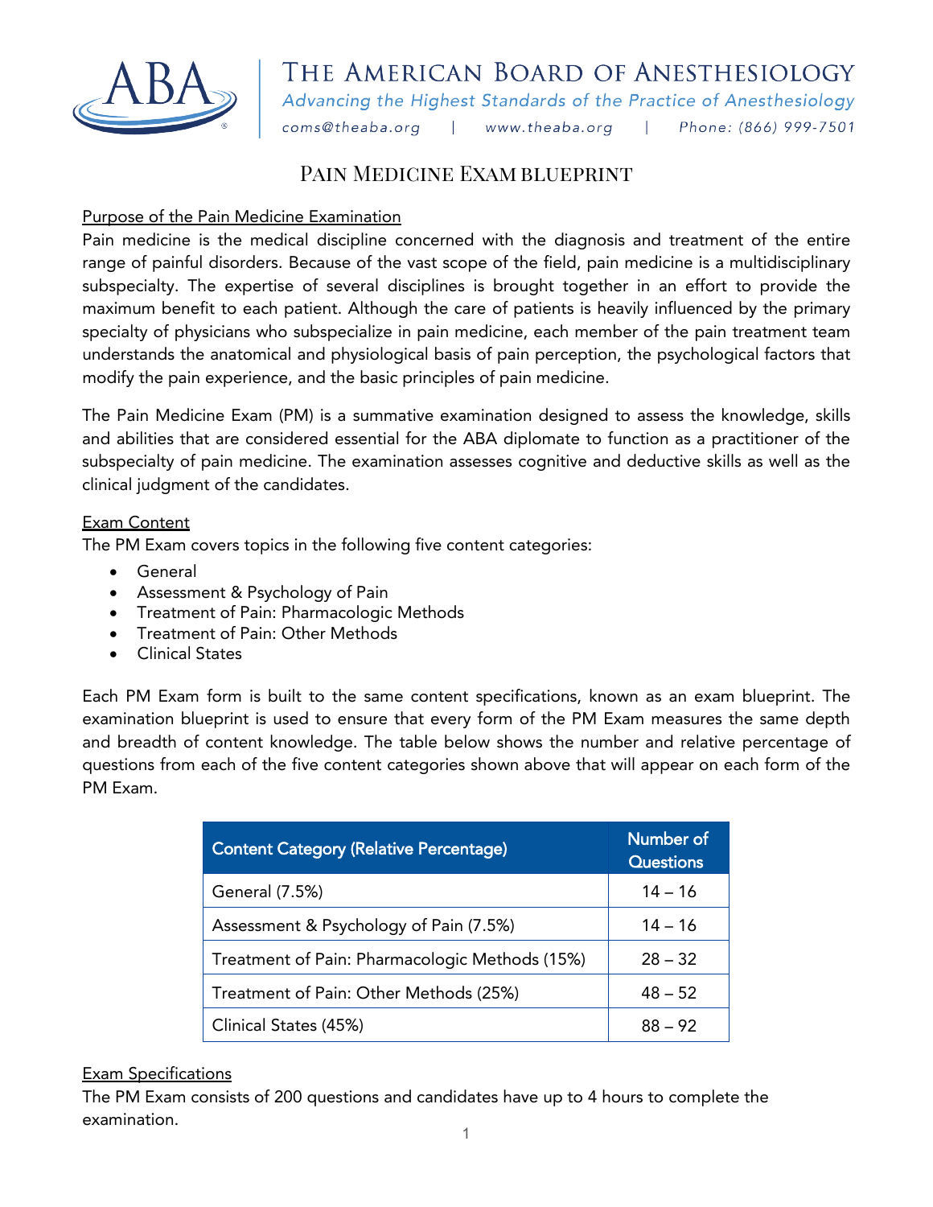# The American Board of Anesthesiology

*Advancing the Highest Standards of the Practice of Anesthesiology*

coms@theaba.org | www.theaba.org | Phone: (866) 999-7501

## Pain Medicine Exam blueprint

Purpose of the Pain Medicine Examination

Pain medicine is the medical discipline concerned with the diagnosis and treatment of the entire range of painful disorders. Because of the vast scope of the field, pain medicine is a multidisciplinary subspecialty. The expertise of several disciplines is brought together in an effort to provide the maximum benefit to each patient. Although the care of patients is heavily influenced by the primary specialty of physicians who subspecialize in pain medicine, each member of the pain treatment team understands the anatomical and physiological basis of pain perception, the psychological factors that modify the pain experience, and the basic principles of pain medicine.

The Pain Medicine Exam (PM) is a summative examination designed to assess the knowledge, skills and abilities that are considered essential for the ABA diplomate to function as a practitioner of the subspecialty of pain medicine. The examination assesses cognitive and deductive skills as well as the clinical judgment of the candidates.

Exam Content

The PM Exam covers topics in the following five content categories:

- General
- Assessment & Psychology of Pain
- Treatment of Pain: Pharmacologic Methods
- Treatment of Pain: Other Methods
- Clinical States

Each PM Exam form is built to the same content specifications, known as an exam blueprint. The examination blueprint is used to ensure that every form of the PM Exam measures the same depth and breadth of content knowledge. The table below shows the number and relative percentage of questions from each of the five content categories shown above that will appear on each form of the PM Exam.

| Content Category (Relative Percentage) | Number of Questions |
|---|---|
| General (7.5%) | 14 – 16 |
| Assessment & Psychology of Pain (7.5%) | 14 – 16 |
| Treatment of Pain: Pharmacologic Methods (15%) | 28 – 32 |
| Treatment of Pain: Other Methods (25%) | 48 – 52 |
| Clinical States (45%) | 88 – 92 |

Exam Specifications

The PM Exam consists of 200 questions and candidates have up to 4 hours to complete the examination.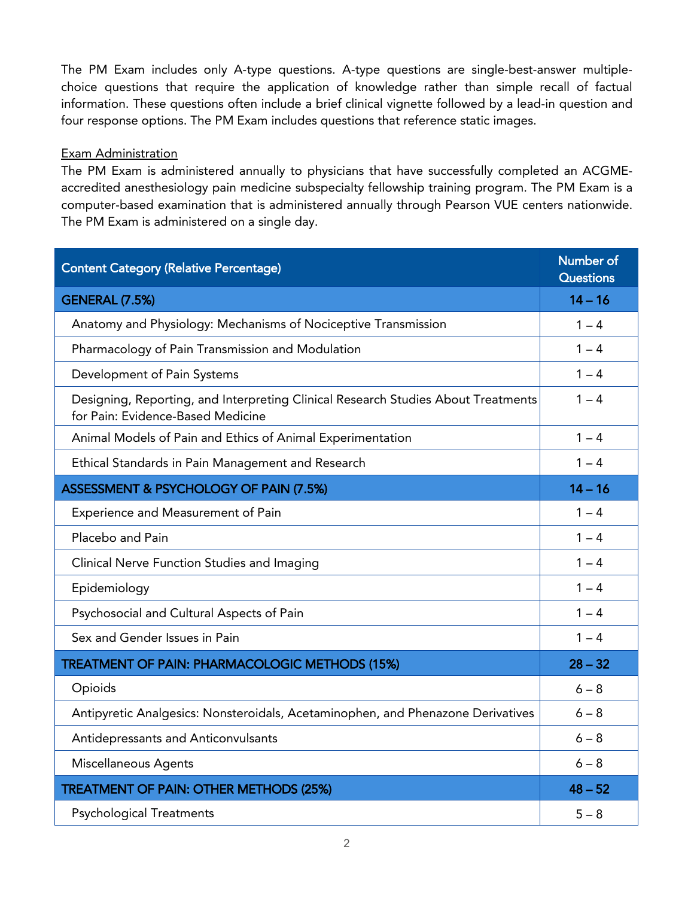The PM Exam includes only A-type questions. A-type questions are single-best-answer multiple-choice questions that require the application of knowledge rather than simple recall of factual information. These questions often include a brief clinical vignette followed by a lead-in question and four response options. The PM Exam includes questions that reference static images.

Exam Administration

The PM Exam is administered annually to physicians that have successfully completed an ACGME-accredited anesthesiology pain medicine subspecialty fellowship training program. The PM Exam is a computer-based examination that is administered annually through Pearson VUE centers nationwide. The PM Exam is administered on a single day.

| Content Category (Relative Percentage) | Number of Questions |
|---|---|
| **GENERAL (7.5%)** | **14 – 16** |
| Anatomy and Physiology: Mechanisms of Nociceptive Transmission | 1 – 4 |
| Pharmacology of Pain Transmission and Modulation | 1 – 4 |
| Development of Pain Systems | 1 – 4 |
| Designing, Reporting, and Interpreting Clinical Research Studies About Treatments for Pain: Evidence-Based Medicine | 1 – 4 |
| Animal Models of Pain and Ethics of Animal Experimentation | 1 – 4 |
| Ethical Standards in Pain Management and Research | 1 – 4 |
| **ASSESSMENT & PSYCHOLOGY OF PAIN (7.5%)** | **14 – 16** |
| Experience and Measurement of Pain | 1 – 4 |
| Placebo and Pain | 1 – 4 |
| Clinical Nerve Function Studies and Imaging | 1 – 4 |
| Epidemiology | 1 – 4 |
| Psychosocial and Cultural Aspects of Pain | 1 – 4 |
| Sex and Gender Issues in Pain | 1 – 4 |
| **TREATMENT OF PAIN: PHARMACOLOGIC METHODS (15%)** | **28 – 32** |
| Opioids | 6 – 8 |
| Antipyretic Analgesics: Nonsteroidals, Acetaminophen, and Phenazone Derivatives | 6 – 8 |
| Antidepressants and Anticonvulsants | 6 – 8 |
| Miscellaneous Agents | 6 – 8 |
| **TREATMENT OF PAIN: OTHER METHODS (25%)** | **48 – 52** |
| Psychological Treatments | 5 – 8 |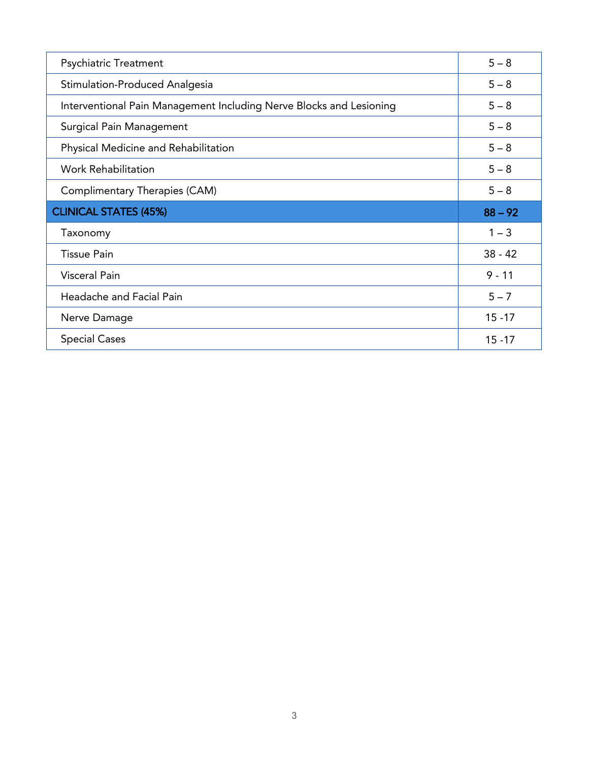| | |
|---|---|
| Psychiatric Treatment | 5 – 8 |
| Stimulation-Produced Analgesia | 5 – 8 |
| Interventional Pain Management Including Nerve Blocks and Lesioning | 5 – 8 |
| Surgical Pain Management | 5 – 8 |
| Physical Medicine and Rehabilitation | 5 – 8 |
| Work Rehabilitation | 5 – 8 |
| Complimentary Therapies (CAM) | 5 – 8 |
| **CLINICAL STATES (45%)** | **88 – 92** |
| Taxonomy | 1 – 3 |
| Tissue Pain | 38 - 42 |
| Visceral Pain | 9 - 11 |
| Headache and Facial Pain | 5 – 7 |
| Nerve Damage | 15 -17 |
| Special Cases | 15 -17 |